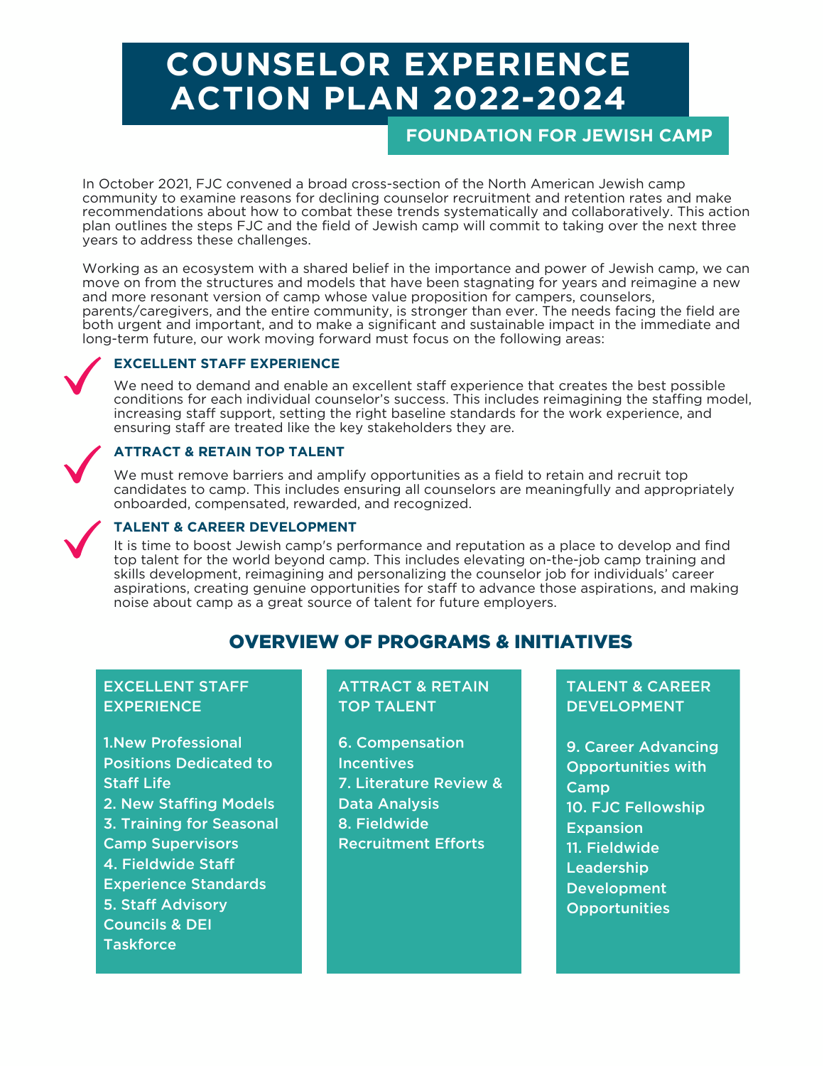# COUNSELOR EXPERIENCE ACTION PLAN 2022-2024

## FOUNDATION FOR JEWISH CAMP

In October 2021, FJC convened a broad cross-section of the North American Jewish camp community to examine reasons for declining counselor recruitment and retention rates and make recommendations about how to combat these trends systematically and collaboratively. This action plan outlines the steps FJC and the field of Jewish camp will commit to taking over the next three years to address these challenges.

Working as an ecosystem with a shared belief in the importance and power of Jewish camp, we can move on from the structures and models that have been stagnating for years and reimagine a new and more resonant version of camp whose value proposition for campers, counselors, parents/caregivers, and the entire community, is stronger than ever. The needs facing the field are both urgent and important, and to make a significant and sustainable impact in the immediate and long-term future, our work moving forward must focus on the following areas:

### EXCELLENT STAFF EXPERIENCE

We need to demand and enable an excellent staff experience that creates the best possible conditions for each individual counselor's success. This includes reimagining the staffing model, increasing staff support, setting the right baseline standards for the work experience, and ensuring staff are treated like the key stakeholders they are.

### ATTRACT & RETAIN TOP TALENT

We must remove barriers and amplify opportunities as a field to retain and recruit top candidates to camp. This includes ensuring all counselors are meaningfully and appropriately onboarded, compensated, rewarded, and recognized.

### TALENT & CAREER DEVELOPMENT

It is time to boost Jewish camp's performance and reputation as a place to develop and find top talent for the world beyond camp. This includes elevating on-the-job camp training and skills development, reimagining and personalizing the counselor job for individuals' career aspirations, creating genuine opportunities for staff to advance those aspirations, and making noise about camp as a great source of talent for future employers.

## OVERVIEW OF PROGRAMS & INITIATIVES

### EXCELLENT STAFF EXPERIENCE

1. New Professional Positions Dedicated to Staff Life
2. New Staffing Models
3. Training for Seasonal Camp Supervisors
4. Fieldwide Staff Experience Standards
5. Staff Advisory Councils & DEI Taskforce

### ATTRACT & RETAIN TOP TALENT

6. Compensation Incentives
7. Literature Review & Data Analysis
8. Fieldwide Recruitment Efforts

### TALENT & CAREER DEVELOPMENT

9. Career Advancing Opportunities with Camp
10. FJC Fellowship Expansion
11. Fieldwide Leadership Development Opportunities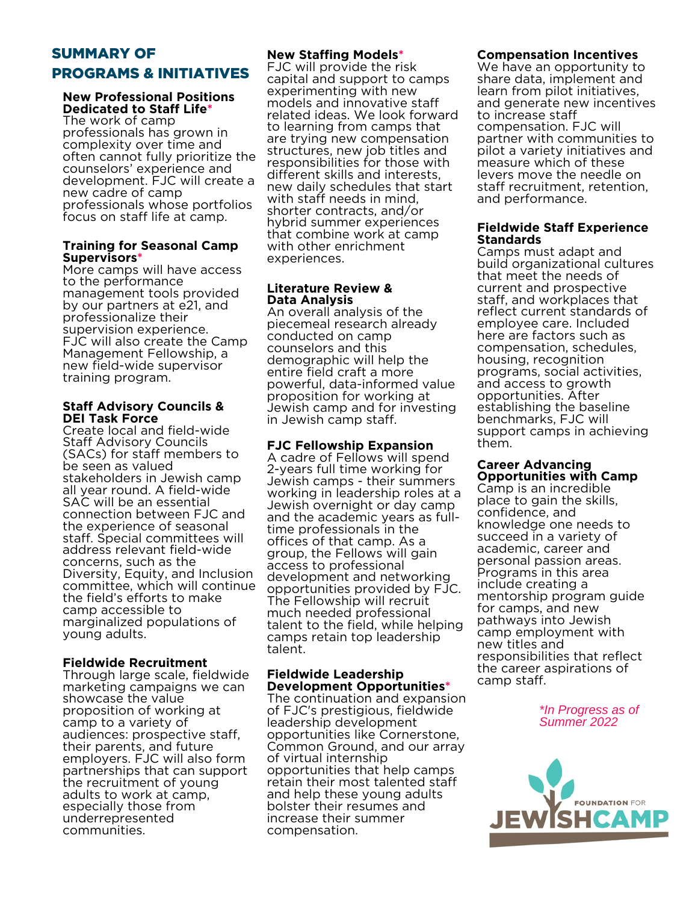## SUMMARY OF PROGRAMS & INITIATIVES

### New Professional Positions Dedicated to Staff Life*

The work of camp professionals has grown in complexity over time and often cannot fully prioritize the counselors' experience and development. FJC will create a new cadre of camp professionals whose portfolios focus on staff life at camp.

### Training for Seasonal Camp Supervisors*

More camps will have access to the performance management tools provided by our partners at e21, and professionalize their supervision experience. FJC will also create the Camp Management Fellowship, a new field-wide supervisor training program.

### Staff Advisory Councils & DEI Task Force

Create local and field-wide Staff Advisory Councils (SACs) for staff members to be seen as valued stakeholders in Jewish camp all year round. A field-wide SAC will be an essential connection between FJC and the experience of seasonal staff. Special committees will address relevant field-wide concerns, such as the Diversity, Equity, and Inclusion committee, which will continue the field's efforts to make camp accessible to marginalized populations of young adults.

### Fieldwide Recruitment

Through large scale, fieldwide marketing campaigns we can showcase the value proposition of working at camp to a variety of audiences: prospective staff, their parents, and future employers. FJC will also form partnerships that can support the recruitment of young adults to work at camp, especially those from underrepresented communities.

### New Staffing Models*

FJC will provide the risk capital and support to camps experimenting with new models and innovative staff related ideas. We look forward to learning from camps that are trying new compensation structures, new job titles and responsibilities for those with different skills and interests, new daily schedules that start with staff needs in mind, shorter contracts, and/or hybrid summer experiences that combine work at camp with other enrichment experiences.

### Literature Review & Data Analysis

An overall analysis of the piecemeal research already conducted on camp counselors and this demographic will help the entire field craft a more powerful, data-informed value proposition for working at Jewish camp and for investing in Jewish camp staff.

### FJC Fellowship Expansion

A cadre of Fellows will spend 2-years full time working for Jewish camps - their summers working in leadership roles at a Jewish overnight or day camp and the academic years as full-time professionals in the offices of that camp. As a group, the Fellows will gain access to professional development and networking opportunities provided by FJC. The Fellowship will recruit much needed professional talent to the field, while helping camps retain top leadership talent.

### Fieldwide Leadership Development Opportunities*

The continuation and expansion of FJC's prestigious, fieldwide leadership development opportunities like Cornerstone, Common Ground, and our array of virtual internship opportunities that help camps retain their most talented staff and help these young adults bolster their resumes and increase their summer compensation.

### Compensation Incentives

We have an opportunity to share data, implement and learn from pilot initiatives, and generate new incentives to increase staff compensation. FJC will partner with communities to pilot a variety initiatives and measure which of these levers move the needle on staff recruitment, retention, and performance.

### Fieldwide Staff Experience Standards

Camps must adapt and build organizational cultures that meet the needs of current and prospective staff, and workplaces that reflect current standards of employee care. Included here are factors such as compensation, schedules, housing, recognition programs, social activities, and access to growth opportunities. After establishing the baseline benchmarks, FJC will support camps in achieving them.

### Career Advancing Opportunities with Camp

Camp is an incredible place to gain the skills, confidence, and knowledge one needs to succeed in a variety of academic, career and personal passion areas. Programs in this area include creating a mentorship program guide for camps, and new pathways into Jewish camp employment with new titles and responsibilities that reflect the career aspirations of camp staff.

*\*In Progress as of Summer 2022*

FOUNDATION FOR JEWISHCAMP